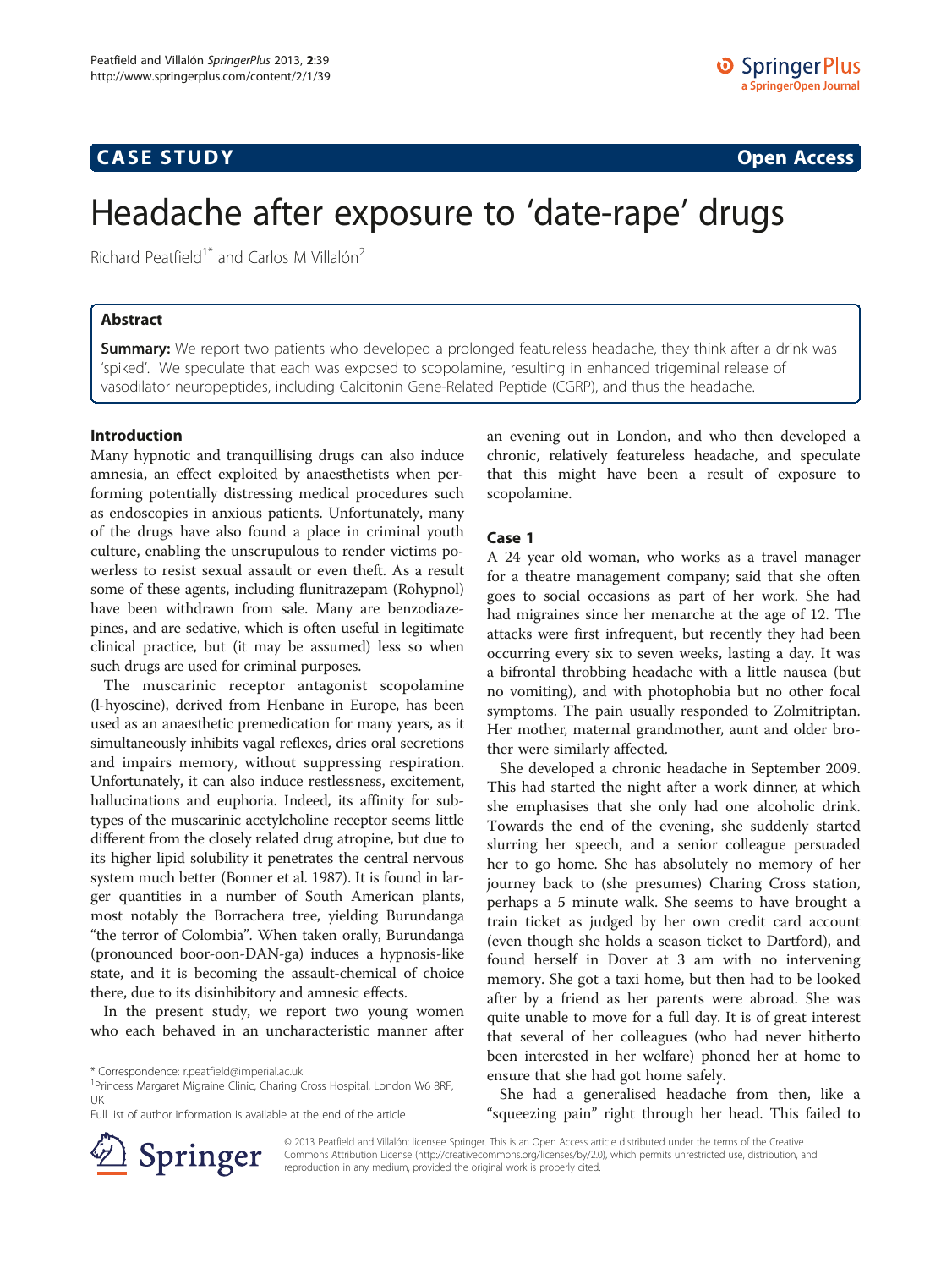# CASE STUDY

# Headache after exposure to 'date-rape' drugs

Richard Peatfield[1*] and Carlos M Villalón[2]

## Abstract

**Summary:** We report two patients who developed a prolonged featureless headache, they think after a drink was 'spiked'. We speculate that each was exposed to scopolamine, resulting in enhanced trigeminal release of vasodilator neuropeptides, including Calcitonin Gene-Related Peptide (CGRP), and thus the headache.

## Introduction

Many hypnotic and tranquillising drugs can also induce amnesia, an effect exploited by anaesthetists when performing potentially distressing medical procedures such as endoscopies in anxious patients. Unfortunately, many of the drugs have also found a place in criminal youth culture, enabling the unscrupulous to render victims powerless to resist sexual assault or even theft. As a result some of these agents, including flunitrazepam (Rohypnol) have been withdrawn from sale. Many are benzodiazepines, and are sedative, which is often useful in legitimate clinical practice, but (it may be assumed) less so when such drugs are used for criminal purposes.

The muscarinic receptor antagonist scopolamine (l-hyoscine), derived from Henbane in Europe, has been used as an anaesthetic premedication for many years, as it simultaneously inhibits vagal reflexes, dries oral secretions and impairs memory, without suppressing respiration. Unfortunately, it can also induce restlessness, excitement, hallucinations and euphoria. Indeed, its affinity for subtypes of the muscarinic acetylcholine receptor seems little different from the closely related drug atropine, but due to its higher lipid solubility it penetrates the central nervous system much better (Bonner et al. 1987). It is found in larger quantities in a number of South American plants, most notably the Borrachera tree, yielding Burundanga "the terror of Colombia". When taken orally, Burundanga (pronounced boor-oon-DAN-ga) induces a hypnosis-like state, and it is becoming the assault-chemical of choice there, due to its disinhibitory and amnesic effects.

In the present study, we report two young women who each behaved in an uncharacteristic manner after an evening out in London, and who then developed a chronic, relatively featureless headache, and speculate that this might have been a result of exposure to scopolamine.

## Case 1

A 24 year old woman, who works as a travel manager for a theatre management company; said that she often goes to social occasions as part of her work. She had had migraines since her menarche at the age of 12. The attacks were first infrequent, but recently they had been occurring every six to seven weeks, lasting a day. It was a bifrontal throbbing headache with a little nausea (but no vomiting), and with photophobia but no other focal symptoms. The pain usually responded to Zolmitriptan. Her mother, maternal grandmother, aunt and older brother were similarly affected.

She developed a chronic headache in September 2009. This had started the night after a work dinner, at which she emphasises that she only had one alcoholic drink. Towards the end of the evening, she suddenly started slurring her speech, and a senior colleague persuaded her to go home. She has absolutely no memory of her journey back to (she presumes) Charing Cross station, perhaps a 5 minute walk. She seems to have brought a train ticket as judged by her own credit card account (even though she holds a season ticket to Dartford), and found herself in Dover at 3 am with no intervening memory. She got a taxi home, but then had to be looked after by a friend as her parents were abroad. She was quite unable to move for a full day. It is of great interest that several of her colleagues (who had never hitherto been interested in her welfare) phoned her at home to ensure that she had got home safely.

She had a generalised headache from then, like a "squeezing pain" right through her head. This failed to

\* Correspondence: r.peatfield@imperial.ac.uk
[1]Princess Margaret Migraine Clinic, Charing Cross Hospital, London W6 8RF, UK
Full list of author information is available at the end of the article

© 2013 Peatfield and Villalón; licensee Springer. This is an Open Access article distributed under the terms of the Creative Commons Attribution License (http://creativecommons.org/licenses/by/2.0), which permits unrestricted use, distribution, and reproduction in any medium, provided the original work is properly cited.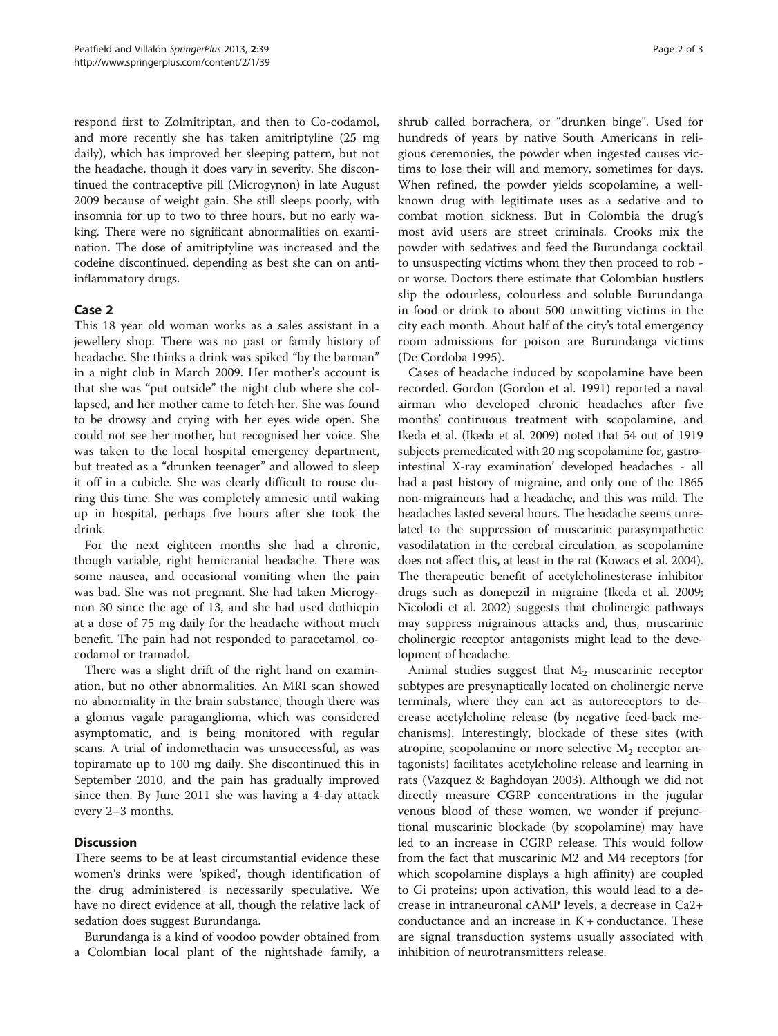respond first to Zolmitriptan, and then to Co-codamol, and more recently she has taken amitriptyline (25 mg daily), which has improved her sleeping pattern, but not the headache, though it does vary in severity. She discontinued the contraceptive pill (Microgynon) in late August 2009 because of weight gain. She still sleeps poorly, with insomnia for up to two to three hours, but no early waking. There were no significant abnormalities on examination. The dose of amitriptyline was increased and the codeine discontinued, depending as best she can on anti-inflammatory drugs.

## Case 2

This 18 year old woman works as a sales assistant in a jewellery shop. There was no past or family history of headache. She thinks a drink was spiked "by the barman" in a night club in March 2009. Her mother's account is that she was "put outside" the night club where she collapsed, and her mother came to fetch her. She was found to be drowsy and crying with her eyes wide open. She could not see her mother, but recognised her voice. She was taken to the local hospital emergency department, but treated as a "drunken teenager" and allowed to sleep it off in a cubicle. She was clearly difficult to rouse during this time. She was completely amnesic until waking up in hospital, perhaps five hours after she took the drink.

For the next eighteen months she had a chronic, though variable, right hemicranial headache. There was some nausea, and occasional vomiting when the pain was bad. She was not pregnant. She had taken Microgynon 30 since the age of 13, and she had used dothiepin at a dose of 75 mg daily for the headache without much benefit. The pain had not responded to paracetamol, co-codamol or tramadol.

There was a slight drift of the right hand on examination, but no other abnormalities. An MRI scan showed no abnormality in the brain substance, though there was a glomus vagale paraganglioma, which was considered asymptomatic, and is being monitored with regular scans. A trial of indomethacin was unsuccessful, as was topiramate up to 100 mg daily. She discontinued this in September 2010, and the pain has gradually improved since then. By June 2011 she was having a 4-day attack every 2–3 months.

## Discussion

There seems to be at least circumstantial evidence these women's drinks were 'spiked', though identification of the drug administered is necessarily speculative. We have no direct evidence at all, though the relative lack of sedation does suggest Burundanga.

Burundanga is a kind of voodoo powder obtained from a Colombian local plant of the nightshade family, a shrub called borrachera, or "drunken binge". Used for hundreds of years by native South Americans in religious ceremonies, the powder when ingested causes victims to lose their will and memory, sometimes for days. When refined, the powder yields scopolamine, a well-known drug with legitimate uses as a sedative and to combat motion sickness. But in Colombia the drug's most avid users are street criminals. Crooks mix the powder with sedatives and feed the Burundanga cocktail to unsuspecting victims whom they then proceed to rob - or worse. Doctors there estimate that Colombian hustlers slip the odourless, colourless and soluble Burundanga in food or drink to about 500 unwitting victims in the city each month. About half of the city's total emergency room admissions for poison are Burundanga victims (De Cordoba 1995).

Cases of headache induced by scopolamine have been recorded. Gordon (Gordon et al. 1991) reported a naval airman who developed chronic headaches after five months' continuous treatment with scopolamine, and Ikeda et al. (Ikeda et al. 2009) noted that 54 out of 1919 subjects premedicated with 20 mg scopolamine for, gastro-intestinal X-ray examination' developed headaches - all had a past history of migraine, and only one of the 1865 non-migraineurs had a headache, and this was mild. The headaches lasted several hours. The headache seems unrelated to the suppression of muscarinic parasympathetic vasodilatation in the cerebral circulation, as scopolamine does not affect this, at least in the rat (Kowacs et al. 2004). The therapeutic benefit of acetylcholinesterase inhibitor drugs such as donepezil in migraine (Ikeda et al. 2009; Nicolodi et al. 2002) suggests that cholinergic pathways may suppress migrainous attacks and, thus, muscarinic cholinergic receptor antagonists might lead to the development of headache.

Animal studies suggest that $M_2$ muscarinic receptor subtypes are presynaptically located on cholinergic nerve terminals, where they can act as autoreceptors to decrease acetylcholine release (by negative feed-back mechanisms). Interestingly, blockade of these sites (with atropine, scopolamine or more selective $M_2$ receptor antagonists) facilitates acetylcholine release and learning in rats (Vazquez & Baghdoyan 2003). Although we did not directly measure CGRP concentrations in the jugular venous blood of these women, we wonder if prejunctional muscarinic blockade (by scopolamine) may have led to an increase in CGRP release. This would follow from the fact that muscarinic M2 and M4 receptors (for which scopolamine displays a high affinity) are coupled to Gi proteins; upon activation, this would lead to a decrease in intraneuronal cAMP levels, a decrease in $Ca^{2+}$ conductance and an increase in $K^+$ conductance. These are signal transduction systems usually associated with inhibition of neurotransmitters release.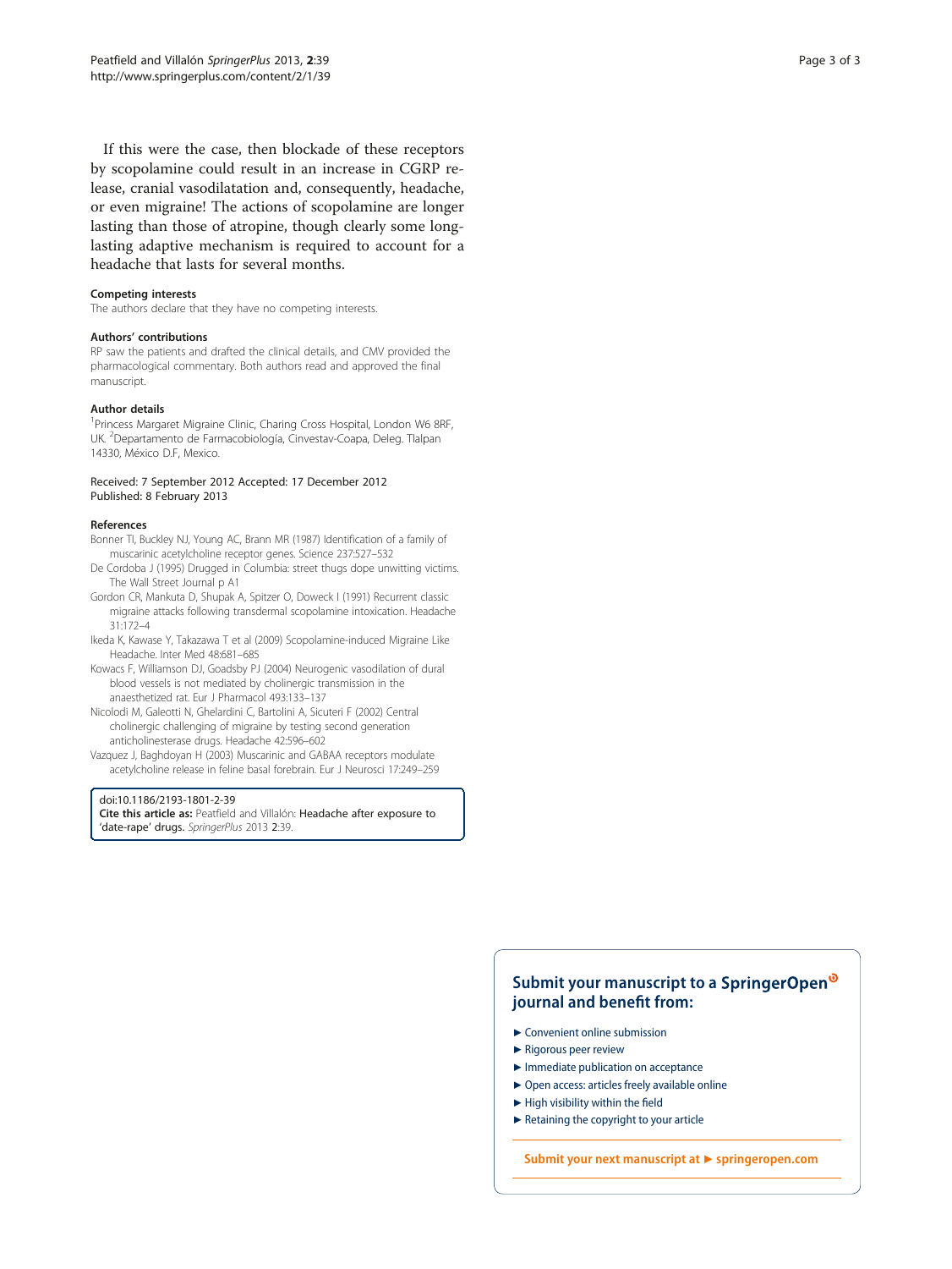If this were the case, then blockade of these receptors by scopolamine could result in an increase in CGRP release, cranial vasodilatation and, consequently, headache, or even migraine! The actions of scopolamine are longer lasting than those of atropine, though clearly some long-lasting adaptive mechanism is required to account for a headache that lasts for several months.

#### Competing interests

The authors declare that they have no competing interests.

#### Authors' contributions

RP saw the patients and drafted the clinical details, and CMV provided the pharmacological commentary. Both authors read and approved the final manuscript.

#### Author details

[1]Princess Margaret Migraine Clinic, Charing Cross Hospital, London W6 8RF, UK. [2]Departamento de Farmacobiología, Cinvestav-Coapa, Deleg. Tlalpan 14330, México D.F, Mexico.

Received: 7 September 2012 Accepted: 17 December 2012
Published: 8 February 2013

#### References

Bonner TI, Buckley NJ, Young AC, Brann MR (1987) Identification of a family of muscarinic acetylcholine receptor genes. Science 237:527–532

De Cordoba J (1995) Drugged in Columbia: street thugs dope unwitting victims. The Wall Street Journal p A1

Gordon CR, Mankuta D, Shupak A, Spitzer O, Doweck I (1991) Recurrent classic migraine attacks following transdermal scopolamine intoxication. Headache 31:172–4

Ikeda K, Kawase Y, Takazawa T et al (2009) Scopolamine-induced Migraine Like Headache. Inter Med 48:681–685

Kowacs F, Williamson DJ, Goadsby PJ (2004) Neurogenic vasodilation of dural blood vessels is not mediated by cholinergic transmission in the anaesthetized rat. Eur J Pharmacol 493:133–137

Nicolodi M, Galeotti N, Ghelardini C, Bartolini A, Sicuteri F (2002) Central cholinergic challenging of migraine by testing second generation anticholinesterase drugs. Headache 42:596–602

Vazquez J, Baghdoyan H (2003) Muscarinic and GABAA receptors modulate acetylcholine release in feline basal forebrain. Eur J Neurosci 17:249–259

doi:10.1186/2193-1801-2-39
**Cite this article as:** Peatfield and Villalón: **Headache after exposure to 'date-rape' drugs.** *SpringerPlus* 2013 **2**:39.

**Submit your manuscript to a SpringerOpen journal and benefit from:**

- ► Convenient online submission
- ► Rigorous peer review
- ► Immediate publication on acceptance
- ► Open access: articles freely available online
- ► High visibility within the field
- ► Retaining the copyright to your article

**Submit your next manuscript at ► springeropen.com**